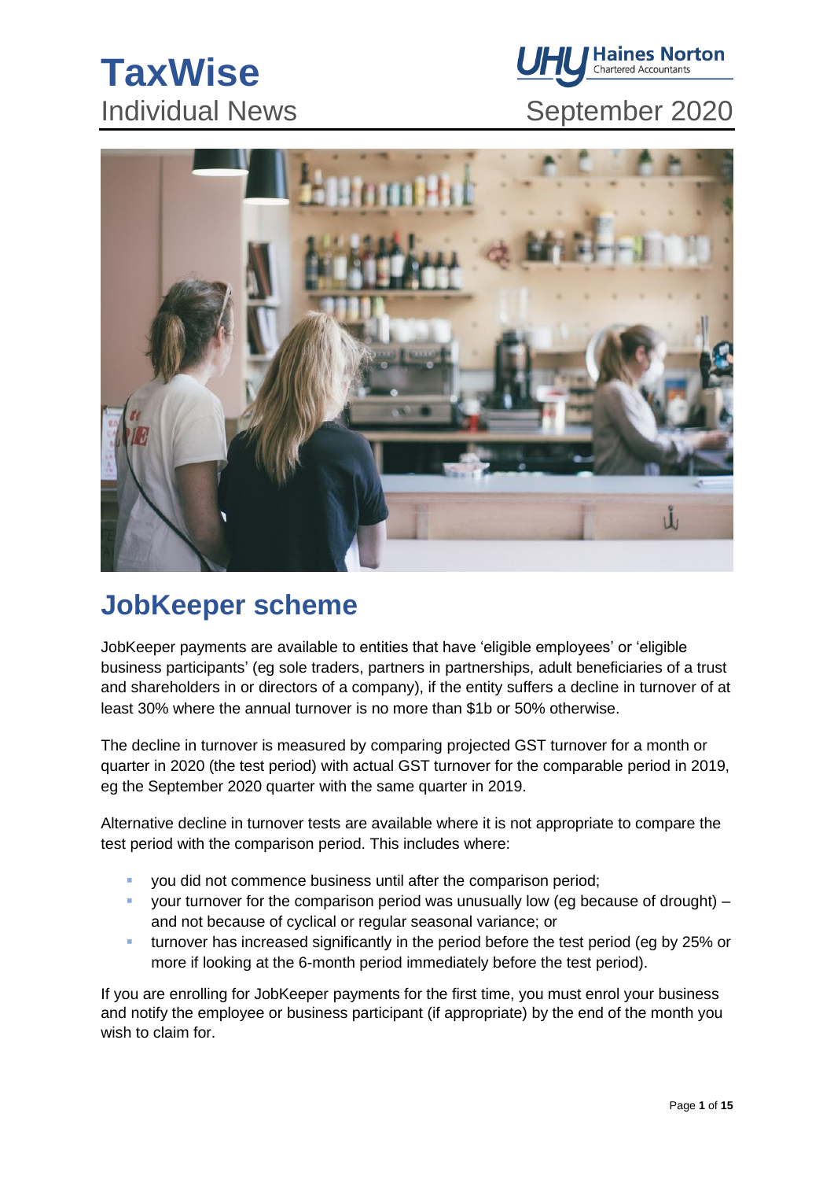# TaxWise

Individual News

September 2020

## JobKeeper scheme

JobKeeper payments are available to entities that have 'eligible employees' or 'eligible business participants' (eg sole traders, partners in partnerships, adult beneficiaries of a trust and shareholders in or directors of a company), if the entity suffers a decline in turnover of at least 30% where the annual turnover is no more than $1b or 50% otherwise.

The decline in turnover is measured by comparing projected GST turnover for a month or quarter in 2020 (the test period) with actual GST turnover for the comparable period in 2019, eg the September 2020 quarter with the same quarter in 2019.

Alternative decline in turnover tests are available where it is not appropriate to compare the test period with the comparison period. This includes where:

- you did not commence business until after the comparison period;
- your turnover for the comparison period was unusually low (eg because of drought) – and not because of cyclical or regular seasonal variance; or
- turnover has increased significantly in the period before the test period (eg by 25% or more if looking at the 6-month period immediately before the test period).

If you are enrolling for JobKeeper payments for the first time, you must enrol your business and notify the employee or business participant (if appropriate) by the end of the month you wish to claim for.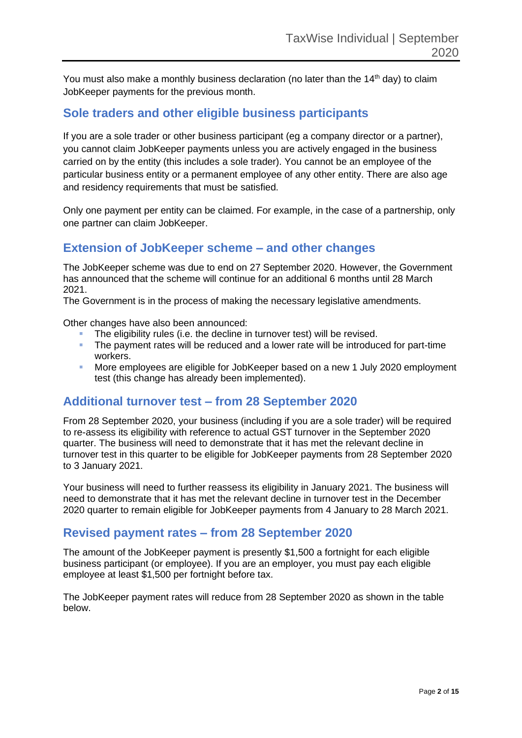You must also make a monthly business declaration (no later than the 14th day) to claim JobKeeper payments for the previous month.

## Sole traders and other eligible business participants

If you are a sole trader or other business participant (eg a company director or a partner), you cannot claim JobKeeper payments unless you are actively engaged in the business carried on by the entity (this includes a sole trader). You cannot be an employee of the particular business entity or a permanent employee of any other entity. There are also age and residency requirements that must be satisfied.

Only one payment per entity can be claimed. For example, in the case of a partnership, only one partner can claim JobKeeper.

## Extension of JobKeeper scheme – and other changes

The JobKeeper scheme was due to end on 27 September 2020. However, the Government has announced that the scheme will continue for an additional 6 months until 28 March 2021.
The Government is in the process of making the necessary legislative amendments.

Other changes have also been announced:

- The eligibility rules (i.e. the decline in turnover test) will be revised.
- The payment rates will be reduced and a lower rate will be introduced for part-time workers.
- More employees are eligible for JobKeeper based on a new 1 July 2020 employment test (this change has already been implemented).

## Additional turnover test – from 28 September 2020

From 28 September 2020, your business (including if you are a sole trader) will be required to re-assess its eligibility with reference to actual GST turnover in the September 2020 quarter. The business will need to demonstrate that it has met the relevant decline in turnover test in this quarter to be eligible for JobKeeper payments from 28 September 2020 to 3 January 2021.

Your business will need to further reassess its eligibility in January 2021. The business will need to demonstrate that it has met the relevant decline in turnover test in the December 2020 quarter to remain eligible for JobKeeper payments from 4 January to 28 March 2021.

## Revised payment rates – from 28 September 2020

The amount of the JobKeeper payment is presently $1,500 a fortnight for each eligible business participant (or employee). If you are an employer, you must pay each eligible employee at least $1,500 per fortnight before tax.

The JobKeeper payment rates will reduce from 28 September 2020 as shown in the table below.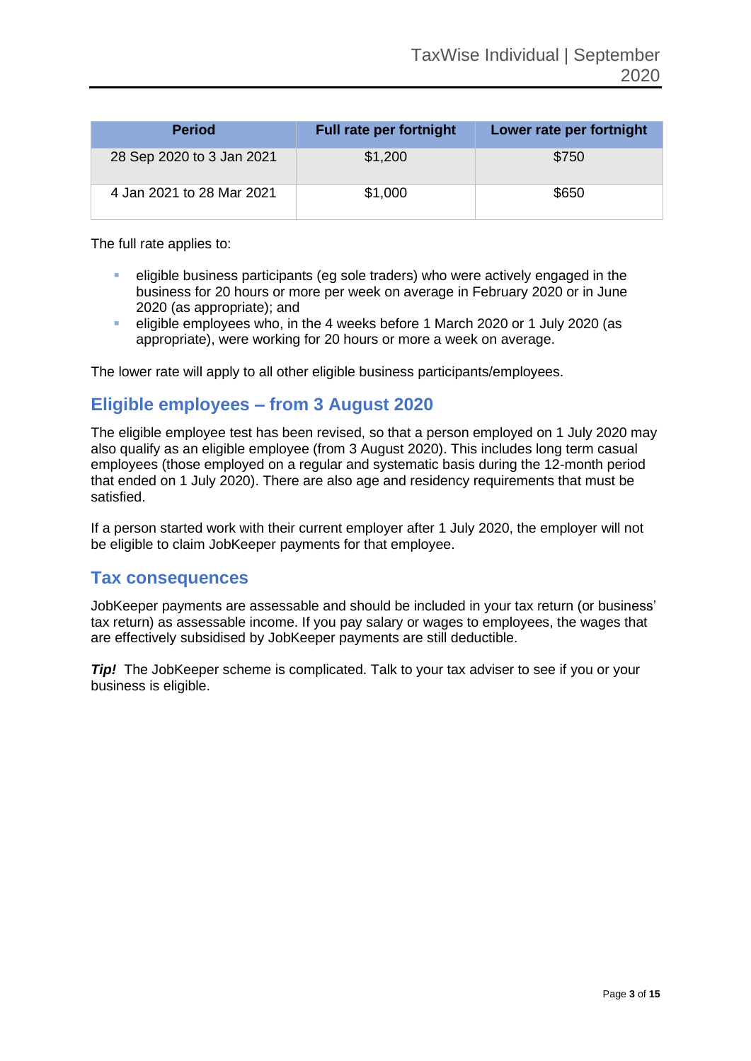| Period | Full rate per fortnight | Lower rate per fortnight |
| --- | --- | --- |
| 28 Sep 2020 to 3 Jan 2021 | $1,200 | $750 |
| 4 Jan 2021 to 28 Mar 2021 | $1,000 | $650 |

The full rate applies to:

- eligible business participants (eg sole traders) who were actively engaged in the business for 20 hours or more per week on average in February 2020 or in June 2020 (as appropriate); and
- eligible employees who, in the 4 weeks before 1 March 2020 or 1 July 2020 (as appropriate), were working for 20 hours or more a week on average.

The lower rate will apply to all other eligible business participants/employees.

## Eligible employees – from 3 August 2020

The eligible employee test has been revised, so that a person employed on 1 July 2020 may also qualify as an eligible employee (from 3 August 2020). This includes long term casual employees (those employed on a regular and systematic basis during the 12-month period that ended on 1 July 2020). There are also age and residency requirements that must be satisfied.

If a person started work with their current employer after 1 July 2020, the employer will not be eligible to claim JobKeeper payments for that employee.

## Tax consequences

JobKeeper payments are assessable and should be included in your tax return (or business' tax return) as assessable income. If you pay salary or wages to employees, the wages that are effectively subsidised by JobKeeper payments are still deductible.

***Tip!*** The JobKeeper scheme is complicated. Talk to your tax adviser to see if you or your business is eligible.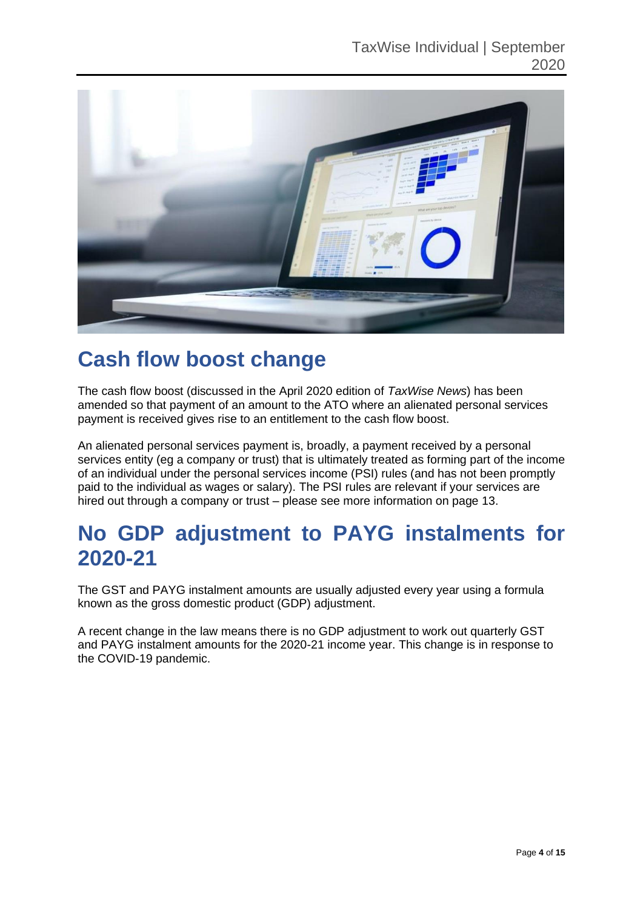## Cash flow boost change

The cash flow boost (discussed in the April 2020 edition of *TaxWise News*) has been amended so that payment of an amount to the ATO where an alienated personal services payment is received gives rise to an entitlement to the cash flow boost.

An alienated personal services payment is, broadly, a payment received by a personal services entity (eg a company or trust) that is ultimately treated as forming part of the income of an individual under the personal services income (PSI) rules (and has not been promptly paid to the individual as wages or salary). The PSI rules are relevant if your services are hired out through a company or trust – please see more information on page 13.

## No GDP adjustment to PAYG instalments for 2020-21

The GST and PAYG instalment amounts are usually adjusted every year using a formula known as the gross domestic product (GDP) adjustment.

A recent change in the law means there is no GDP adjustment to work out quarterly GST and PAYG instalment amounts for the 2020-21 income year. This change is in response to the COVID-19 pandemic.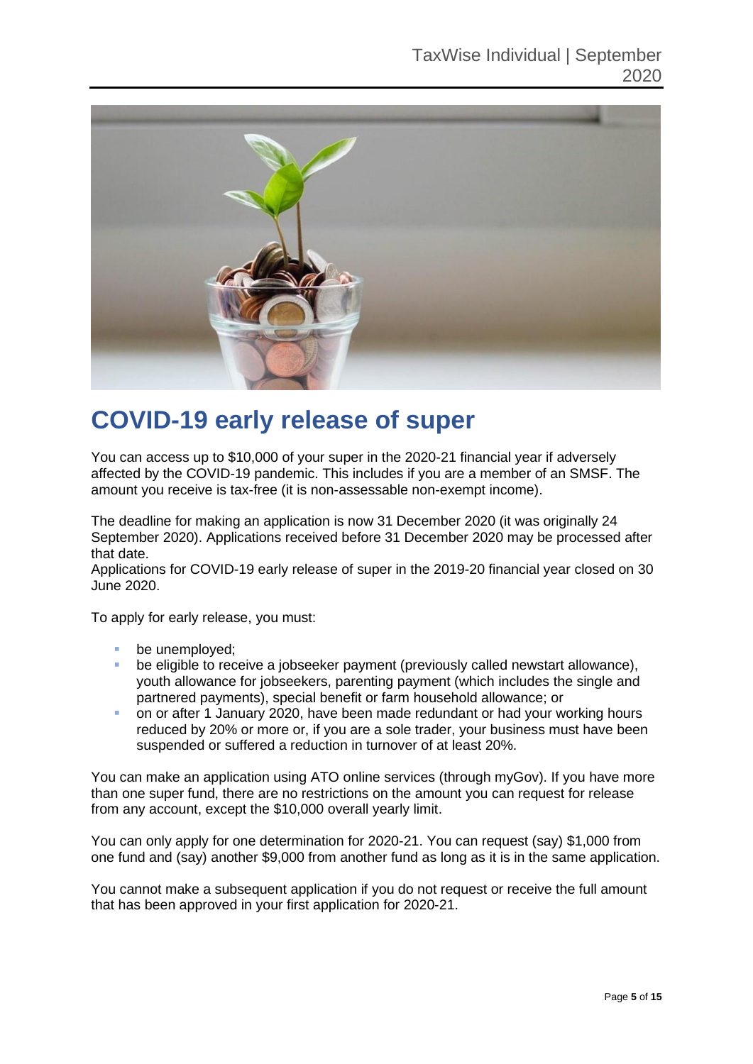# COVID-19 early release of super

You can access up to $10,000 of your super in the 2020-21 financial year if adversely affected by the COVID-19 pandemic. This includes if you are a member of an SMSF. The amount you receive is tax-free (it is non-assessable non-exempt income).

The deadline for making an application is now 31 December 2020 (it was originally 24 September 2020). Applications received before 31 December 2020 may be processed after that date.

Applications for COVID-19 early release of super in the 2019-20 financial year closed on 30 June 2020.

To apply for early release, you must:

- be unemployed;
- be eligible to receive a jobseeker payment (previously called newstart allowance), youth allowance for jobseekers, parenting payment (which includes the single and partnered payments), special benefit or farm household allowance; or
- on or after 1 January 2020, have been made redundant or had your working hours reduced by 20% or more or, if you are a sole trader, your business must have been suspended or suffered a reduction in turnover of at least 20%.

You can make an application using ATO online services (through myGov). If you have more than one super fund, there are no restrictions on the amount you can request for release from any account, except the $10,000 overall yearly limit.

You can only apply for one determination for 2020-21. You can request (say) $1,000 from one fund and (say) another $9,000 from another fund as long as it is in the same application.

You cannot make a subsequent application if you do not request or receive the full amount that has been approved in your first application for 2020-21.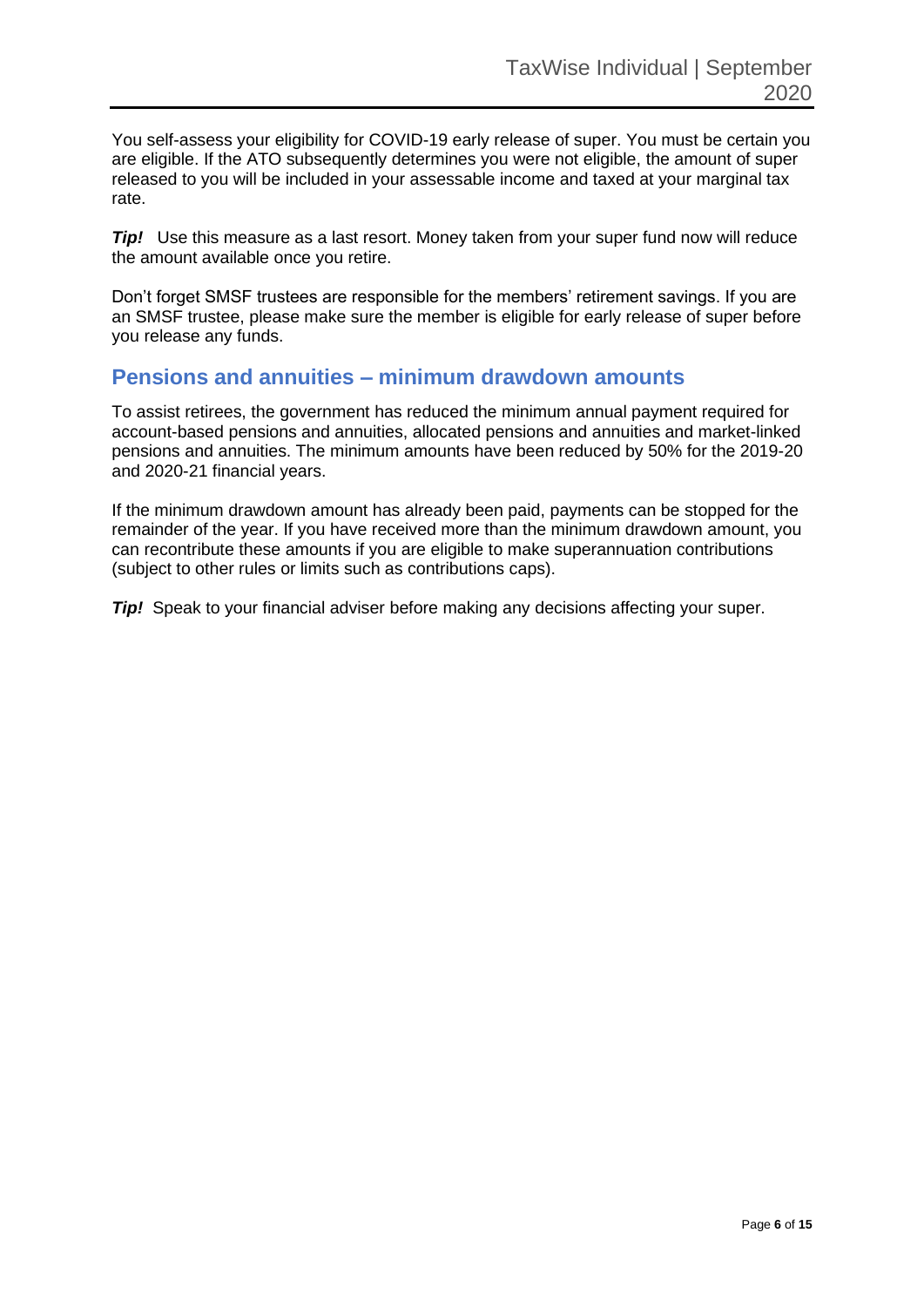You self-assess your eligibility for COVID-19 early release of super. You must be certain you are eligible. If the ATO subsequently determines you were not eligible, the amount of super released to you will be included in your assessable income and taxed at your marginal tax rate.

***Tip!*** Use this measure as a last resort. Money taken from your super fund now will reduce the amount available once you retire.

Don't forget SMSF trustees are responsible for the members' retirement savings. If you are an SMSF trustee, please make sure the member is eligible for early release of super before you release any funds.

## Pensions and annuities – minimum drawdown amounts

To assist retirees, the government has reduced the minimum annual payment required for account-based pensions and annuities, allocated pensions and annuities and market-linked pensions and annuities. The minimum amounts have been reduced by 50% for the 2019-20 and 2020-21 financial years.

If the minimum drawdown amount has already been paid, payments can be stopped for the remainder of the year. If you have received more than the minimum drawdown amount, you can recontribute these amounts if you are eligible to make superannuation contributions (subject to other rules or limits such as contributions caps).

***Tip!*** Speak to your financial adviser before making any decisions affecting your super.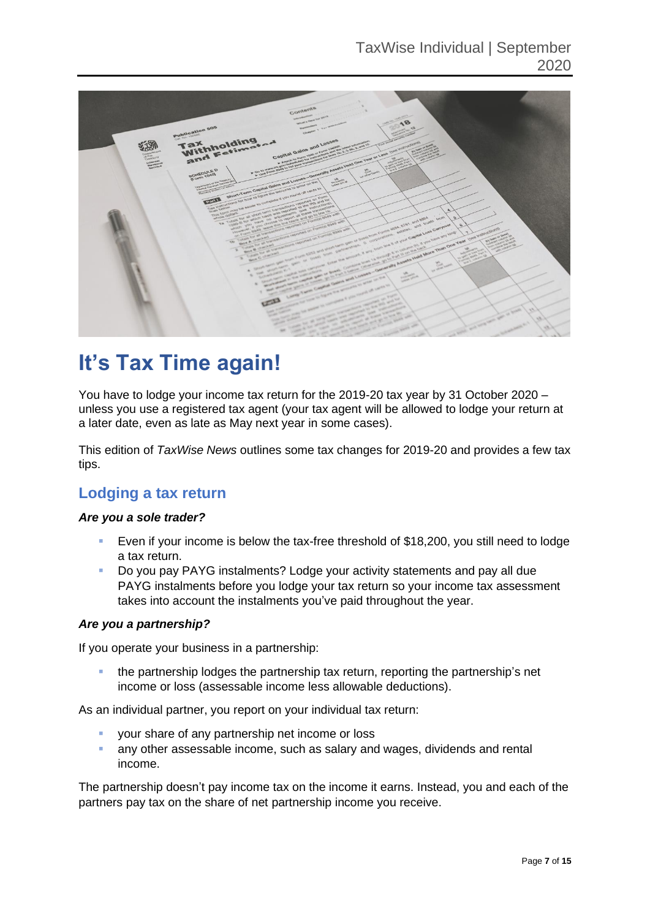# It’s Tax Time again!

You have to lodge your income tax return for the 2019-20 tax year by 31 October 2020 – unless you use a registered tax agent (your tax agent will be allowed to lodge your return at a later date, even as late as May next year in some cases).

This edition of *TaxWise News* outlines some tax changes for 2019-20 and provides a few tax tips.

## Lodging a tax return

***Are you a sole trader?***

- Even if your income is below the tax-free threshold of $18,200, you still need to lodge a tax return.
- Do you pay PAYG instalments? Lodge your activity statements and pay all due PAYG instalments before you lodge your tax return so your income tax assessment takes into account the instalments you’ve paid throughout the year.

***Are you a partnership?***

If you operate your business in a partnership:

- the partnership lodges the partnership tax return, reporting the partnership’s net income or loss (assessable income less allowable deductions).

As an individual partner, you report on your individual tax return:

- your share of any partnership net income or loss
- any other assessable income, such as salary and wages, dividends and rental income.

The partnership doesn’t pay income tax on the income it earns. Instead, you and each of the partners pay tax on the share of net partnership income you receive.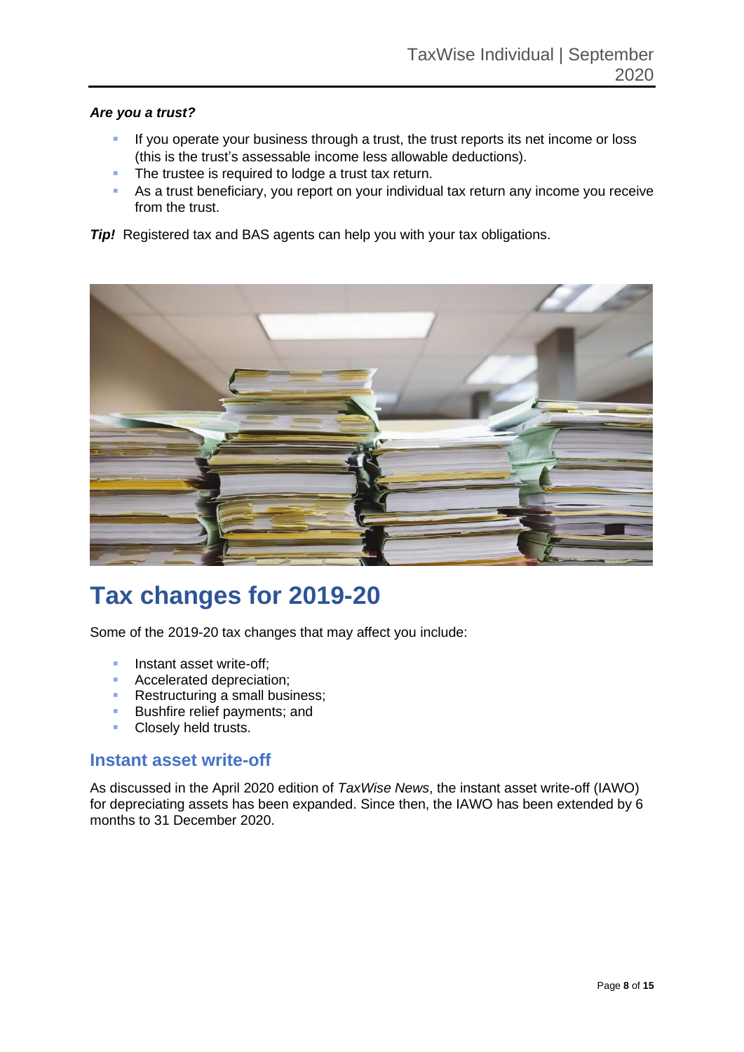***Are you a trust?***

- If you operate your business through a trust, the trust reports its net income or loss (this is the trust's assessable income less allowable deductions).
- The trustee is required to lodge a trust tax return.
- As a trust beneficiary, you report on your individual tax return any income you receive from the trust.

***Tip!*** Registered tax and BAS agents can help you with your tax obligations.

# Tax changes for 2019-20

Some of the 2019-20 tax changes that may affect you include:

- Instant asset write-off;
- Accelerated depreciation;
- Restructuring a small business;
- Bushfire relief payments; and
- Closely held trusts.

## Instant asset write-off

As discussed in the April 2020 edition of *TaxWise News*, the instant asset write-off (IAWO) for depreciating assets has been expanded. Since then, the IAWO has been extended by 6 months to 31 December 2020.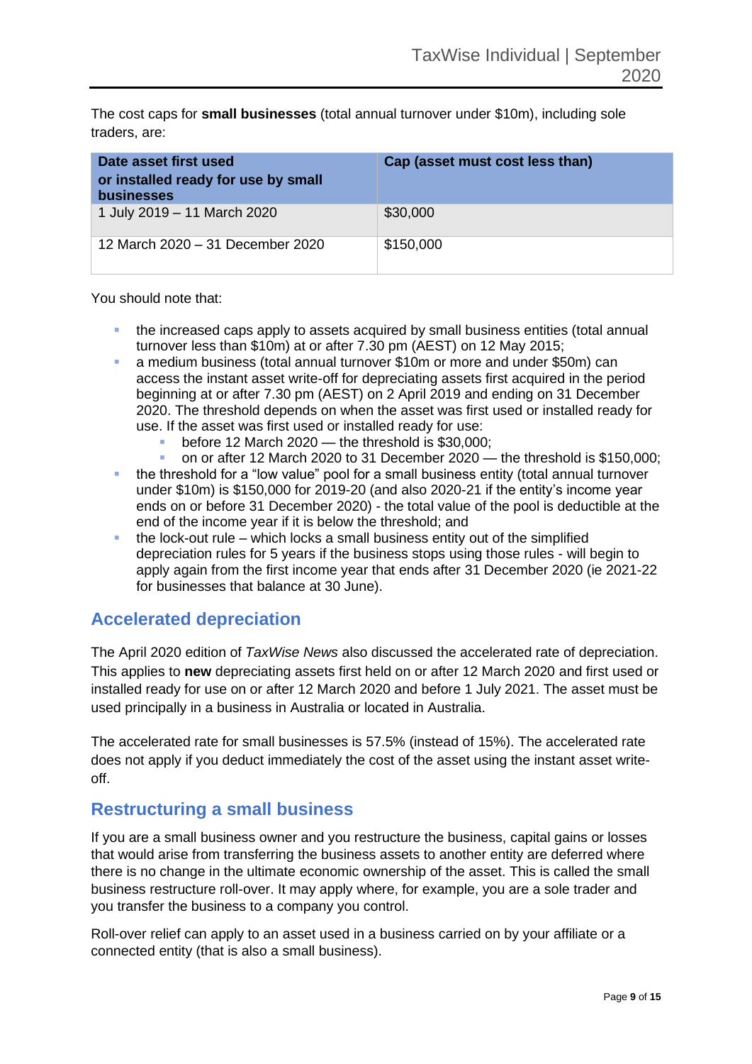The cost caps for **small businesses** (total annual turnover under $10m), including sole traders, are:

| Date asset first used or installed ready for use by small businesses | Cap (asset must cost less than) |
| --- | --- |
| 1 July 2019 – 11 March 2020 | $30,000 |
| 12 March 2020 – 31 December 2020 | $150,000 |

You should note that:

- the increased caps apply to assets acquired by small business entities (total annual turnover less than $10m) at or after 7.30 pm (AEST) on 12 May 2015;
- a medium business (total annual turnover $10m or more and under $50m) can access the instant asset write-off for depreciating assets first acquired in the period beginning at or after 7.30 pm (AEST) on 2 April 2019 and ending on 31 December 2020. The threshold depends on when the asset was first used or installed ready for use. If the asset was first used or installed ready for use:
  - before 12 March 2020 — the threshold is $30,000;
  - on or after 12 March 2020 to 31 December 2020 — the threshold is $150,000;
- the threshold for a "low value" pool for a small business entity (total annual turnover under $10m) is $150,000 for 2019-20 (and also 2020-21 if the entity's income year ends on or before 31 December 2020) - the total value of the pool is deductible at the end of the income year if it is below the threshold; and
- the lock-out rule – which locks a small business entity out of the simplified depreciation rules for 5 years if the business stops using those rules - will begin to apply again from the first income year that ends after 31 December 2020 (ie 2021-22 for businesses that balance at 30 June).

## Accelerated depreciation

The April 2020 edition of *TaxWise News* also discussed the accelerated rate of depreciation. This applies to **new** depreciating assets first held on or after 12 March 2020 and first used or installed ready for use on or after 12 March 2020 and before 1 July 2021. The asset must be used principally in a business in Australia or located in Australia.

The accelerated rate for small businesses is 57.5% (instead of 15%). The accelerated rate does not apply if you deduct immediately the cost of the asset using the instant asset write-off.

## Restructuring a small business

If you are a small business owner and you restructure the business, capital gains or losses that would arise from transferring the business assets to another entity are deferred where there is no change in the ultimate economic ownership of the asset. This is called the small business restructure roll-over. It may apply where, for example, you are a sole trader and you transfer the business to a company you control.

Roll-over relief can apply to an asset used in a business carried on by your affiliate or a connected entity (that is also a small business).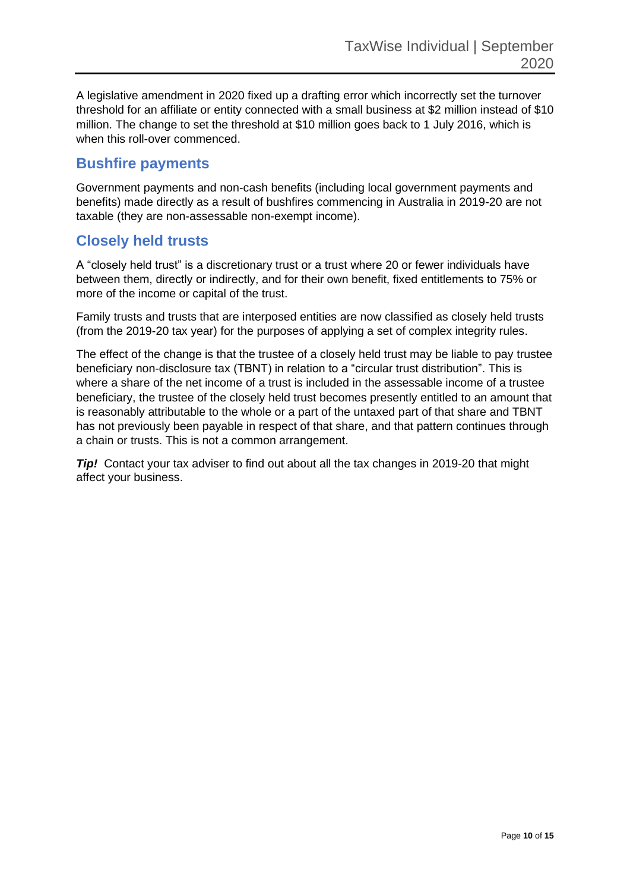A legislative amendment in 2020 fixed up a drafting error which incorrectly set the turnover threshold for an affiliate or entity connected with a small business at $2 million instead of $10 million. The change to set the threshold at $10 million goes back to 1 July 2016, which is when this roll-over commenced.

## Bushfire payments

Government payments and non-cash benefits (including local government payments and benefits) made directly as a result of bushfires commencing in Australia in 2019-20 are not taxable (they are non-assessable non-exempt income).

## Closely held trusts

A "closely held trust" is a discretionary trust or a trust where 20 or fewer individuals have between them, directly or indirectly, and for their own benefit, fixed entitlements to 75% or more of the income or capital of the trust.

Family trusts and trusts that are interposed entities are now classified as closely held trusts (from the 2019-20 tax year) for the purposes of applying a set of complex integrity rules.

The effect of the change is that the trustee of a closely held trust may be liable to pay trustee beneficiary non-disclosure tax (TBNT) in relation to a "circular trust distribution". This is where a share of the net income of a trust is included in the assessable income of a trustee beneficiary, the trustee of the closely held trust becomes presently entitled to an amount that is reasonably attributable to the whole or a part of the untaxed part of that share and TBNT has not previously been payable in respect of that share, and that pattern continues through a chain or trusts. This is not a common arrangement.

***Tip!*** Contact your tax adviser to find out about all the tax changes in 2019-20 that might affect your business.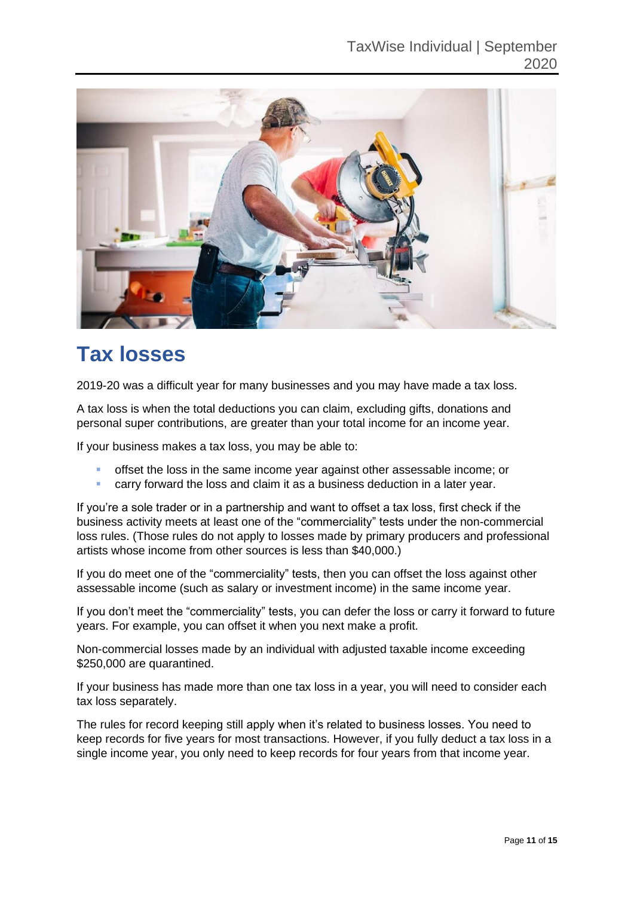# Tax losses

2019-20 was a difficult year for many businesses and you may have made a tax loss.

A tax loss is when the total deductions you can claim, excluding gifts, donations and personal super contributions, are greater than your total income for an income year.

If your business makes a tax loss, you may be able to:

- offset the loss in the same income year against other assessable income; or
- carry forward the loss and claim it as a business deduction in a later year.

If you're a sole trader or in a partnership and want to offset a tax loss, first check if the business activity meets at least one of the "commerciality" tests under the non-commercial loss rules. (Those rules do not apply to losses made by primary producers and professional artists whose income from other sources is less than $40,000.)

If you do meet one of the "commerciality" tests, then you can offset the loss against other assessable income (such as salary or investment income) in the same income year.

If you don't meet the "commerciality" tests, you can defer the loss or carry it forward to future years. For example, you can offset it when you next make a profit.

Non-commercial losses made by an individual with adjusted taxable income exceeding $250,000 are quarantined.

If your business has made more than one tax loss in a year, you will need to consider each tax loss separately.

The rules for record keeping still apply when it's related to business losses. You need to keep records for five years for most transactions. However, if you fully deduct a tax loss in a single income year, you only need to keep records for four years from that income year.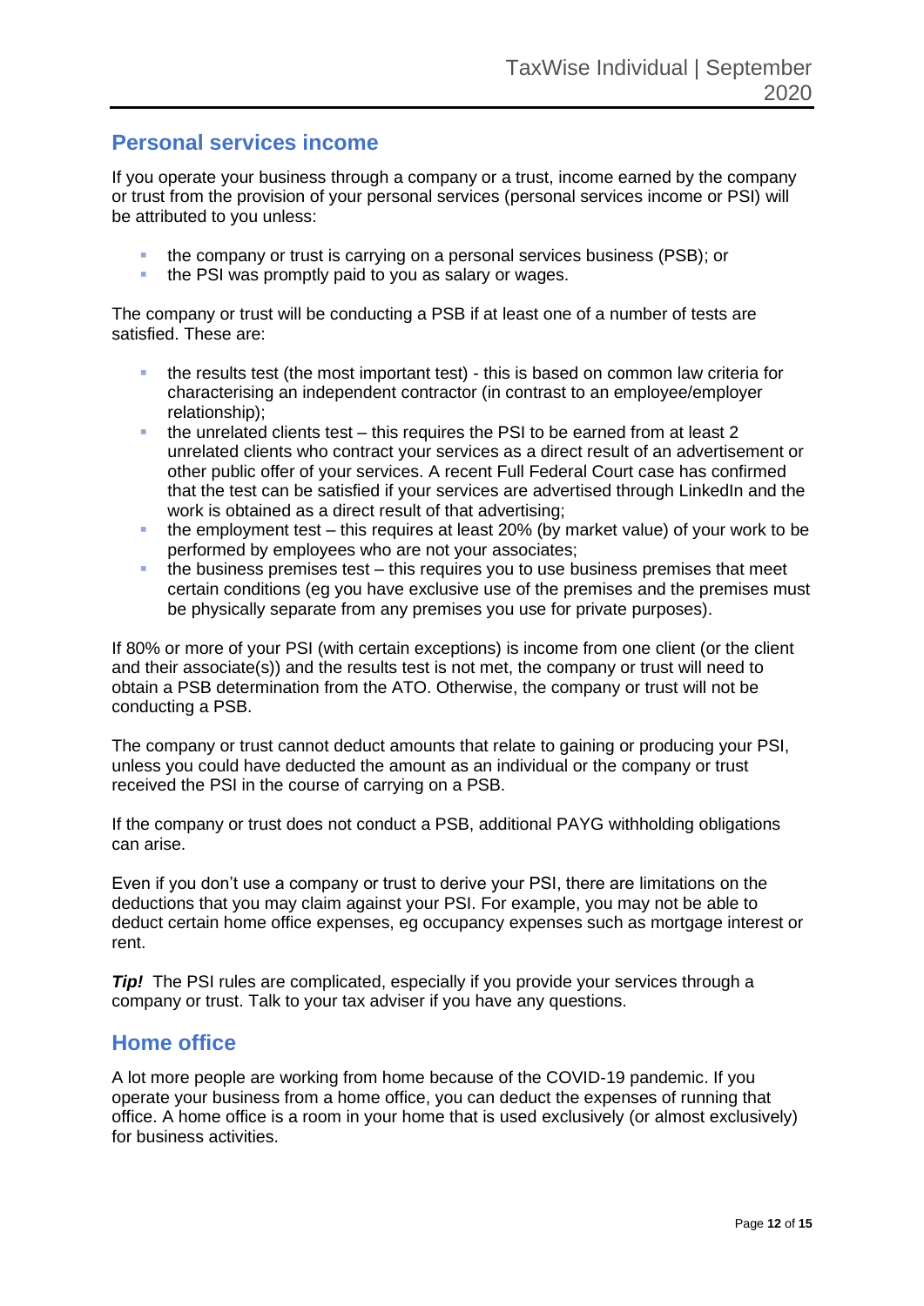## Personal services income

If you operate your business through a company or a trust, income earned by the company or trust from the provision of your personal services (personal services income or PSI) will be attributed to you unless:

- the company or trust is carrying on a personal services business (PSB); or
- the PSI was promptly paid to you as salary or wages.

The company or trust will be conducting a PSB if at least one of a number of tests are satisfied. These are:

- the results test (the most important test) - this is based on common law criteria for characterising an independent contractor (in contrast to an employee/employer relationship);
- the unrelated clients test – this requires the PSI to be earned from at least 2 unrelated clients who contract your services as a direct result of an advertisement or other public offer of your services. A recent Full Federal Court case has confirmed that the test can be satisfied if your services are advertised through LinkedIn and the work is obtained as a direct result of that advertising;
- the employment test – this requires at least 20% (by market value) of your work to be performed by employees who are not your associates;
- the business premises test – this requires you to use business premises that meet certain conditions (eg you have exclusive use of the premises and the premises must be physically separate from any premises you use for private purposes).

If 80% or more of your PSI (with certain exceptions) is income from one client (or the client and their associate(s)) and the results test is not met, the company or trust will need to obtain a PSB determination from the ATO. Otherwise, the company or trust will not be conducting a PSB.

The company or trust cannot deduct amounts that relate to gaining or producing your PSI, unless you could have deducted the amount as an individual or the company or trust received the PSI in the course of carrying on a PSB.

If the company or trust does not conduct a PSB, additional PAYG withholding obligations can arise.

Even if you don't use a company or trust to derive your PSI, there are limitations on the deductions that you may claim against your PSI. For example, you may not be able to deduct certain home office expenses, eg occupancy expenses such as mortgage interest or rent.

***Tip!*** The PSI rules are complicated, especially if you provide your services through a company or trust. Talk to your tax adviser if you have any questions.

## Home office

A lot more people are working from home because of the COVID-19 pandemic. If you operate your business from a home office, you can deduct the expenses of running that office. A home office is a room in your home that is used exclusively (or almost exclusively) for business activities.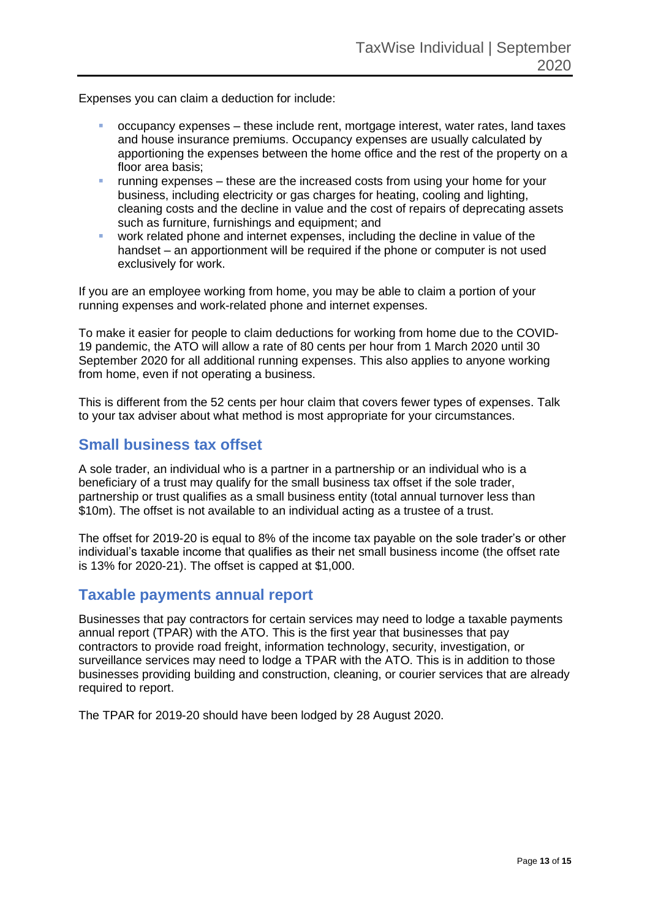Expenses you can claim a deduction for include:

- occupancy expenses – these include rent, mortgage interest, water rates, land taxes and house insurance premiums. Occupancy expenses are usually calculated by apportioning the expenses between the home office and the rest of the property on a floor area basis;
- running expenses – these are the increased costs from using your home for your business, including electricity or gas charges for heating, cooling and lighting, cleaning costs and the decline in value and the cost of repairs of deprecating assets such as furniture, furnishings and equipment; and
- work related phone and internet expenses, including the decline in value of the handset – an apportionment will be required if the phone or computer is not used exclusively for work.

If you are an employee working from home, you may be able to claim a portion of your running expenses and work-related phone and internet expenses.

To make it easier for people to claim deductions for working from home due to the COVID-19 pandemic, the ATO will allow a rate of 80 cents per hour from 1 March 2020 until 30 September 2020 for all additional running expenses. This also applies to anyone working from home, even if not operating a business.

This is different from the 52 cents per hour claim that covers fewer types of expenses. Talk to your tax adviser about what method is most appropriate for your circumstances.

## Small business tax offset

A sole trader, an individual who is a partner in a partnership or an individual who is a beneficiary of a trust may qualify for the small business tax offset if the sole trader, partnership or trust qualifies as a small business entity (total annual turnover less than $10m). The offset is not available to an individual acting as a trustee of a trust.

The offset for 2019-20 is equal to 8% of the income tax payable on the sole trader's or other individual's taxable income that qualifies as their net small business income (the offset rate is 13% for 2020-21). The offset is capped at $1,000.

## Taxable payments annual report

Businesses that pay contractors for certain services may need to lodge a taxable payments annual report (TPAR) with the ATO. This is the first year that businesses that pay contractors to provide road freight, information technology, security, investigation, or surveillance services may need to lodge a TPAR with the ATO. This is in addition to those businesses providing building and construction, cleaning, or courier services that are already required to report.

The TPAR for 2019-20 should have been lodged by 28 August 2020.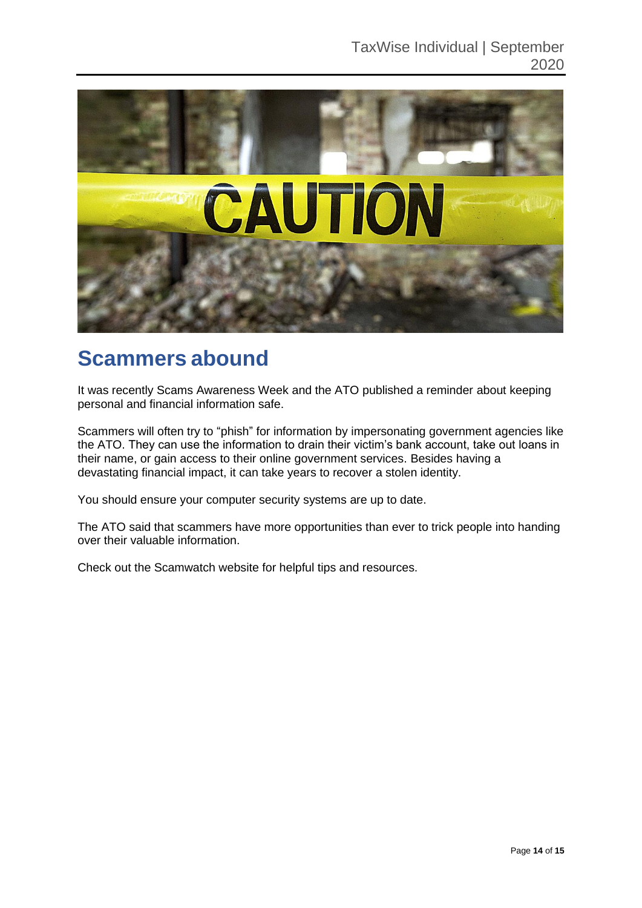## Scammers abound

It was recently Scams Awareness Week and the ATO published a reminder about keeping personal and financial information safe.

Scammers will often try to "phish" for information by impersonating government agencies like the ATO. They can use the information to drain their victim's bank account, take out loans in their name, or gain access to their online government services. Besides having a devastating financial impact, it can take years to recover a stolen identity.

You should ensure your computer security systems are up to date.

The ATO said that scammers have more opportunities than ever to trick people into handing over their valuable information.

Check out the Scamwatch website for helpful tips and resources.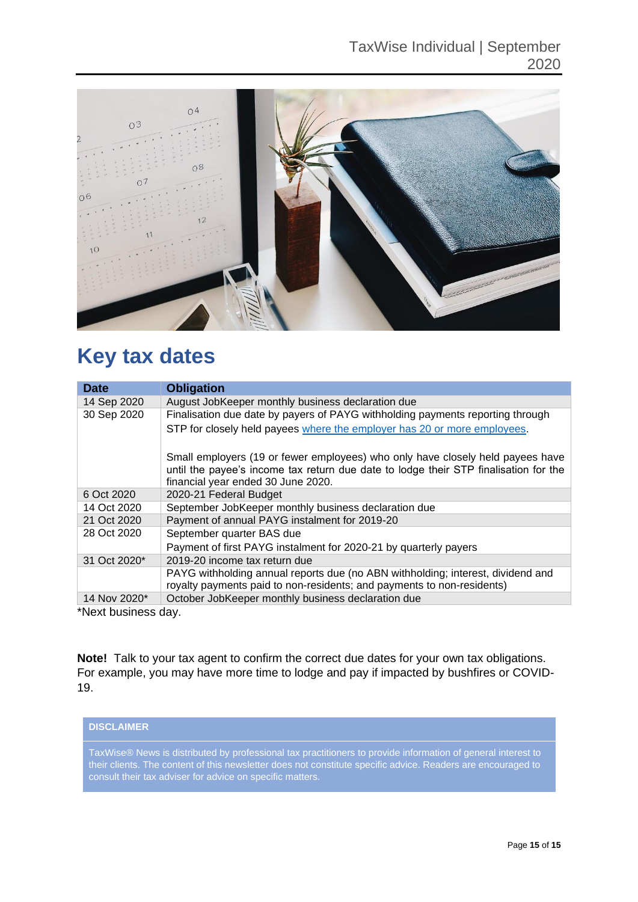# Key tax dates

| Date | Obligation |
| --- | --- |
| 14 Sep 2020 | August JobKeeper monthly business declaration due |
| 30 Sep 2020 | Finalisation due date by payers of PAYG withholding payments reporting through STP for closely held payees [where the employer has 20 or more employees](). <br><br> Small employers (19 or fewer employees) who only have closely held payees have until the payee's income tax return due date to lodge their STP finalisation for the financial year ended 30 June 2020. |
| 6 Oct 2020 | 2020-21 Federal Budget |
| 14 Oct 2020 | September JobKeeper monthly business declaration due |
| 21 Oct 2020 | Payment of annual PAYG instalment for 2019-20 |
| 28 Oct 2020 | September quarter BAS due <br> Payment of first PAYG instalment for 2020-21 by quarterly payers |
| 31 Oct 2020* | 2019-20 income tax return due |
| | PAYG withholding annual reports due (no ABN withholding; interest, dividend and royalty payments paid to non-residents; and payments to non-residents) |
| 14 Nov 2020* | October JobKeeper monthly business declaration due |

*Next business day.

**Note!** Talk to your tax agent to confirm the correct due dates for your own tax obligations. For example, you may have more time to lodge and pay if impacted by bushfires or COVID-19.

**DISCLAIMER**

TaxWise® News is distributed by professional tax practitioners to provide information of general interest to their clients. The content of this newsletter does not constitute specific advice. Readers are encouraged to consult their tax adviser for advice on specific matters.